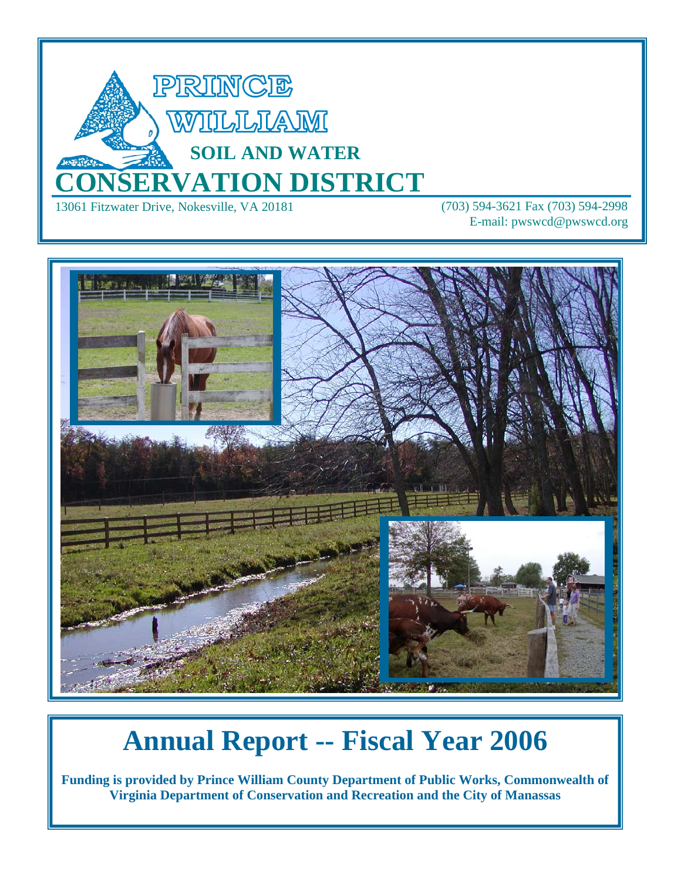# PRINCE WILLIAM

## SOIL AND WATER

# CONSERVATION DISTRICT

13061 Fitzwater Drive, Nokesville, VA 20181

(703) 594-3621 Fax (703) 594-2998

E-mail: pwswcd@pwswcd.org

# Annual Report -- Fiscal Year 2006

**Funding is provided by Prince William County Department of Public Works, Commonwealth of Virginia Department of Conservation and Recreation and the City of Manassas**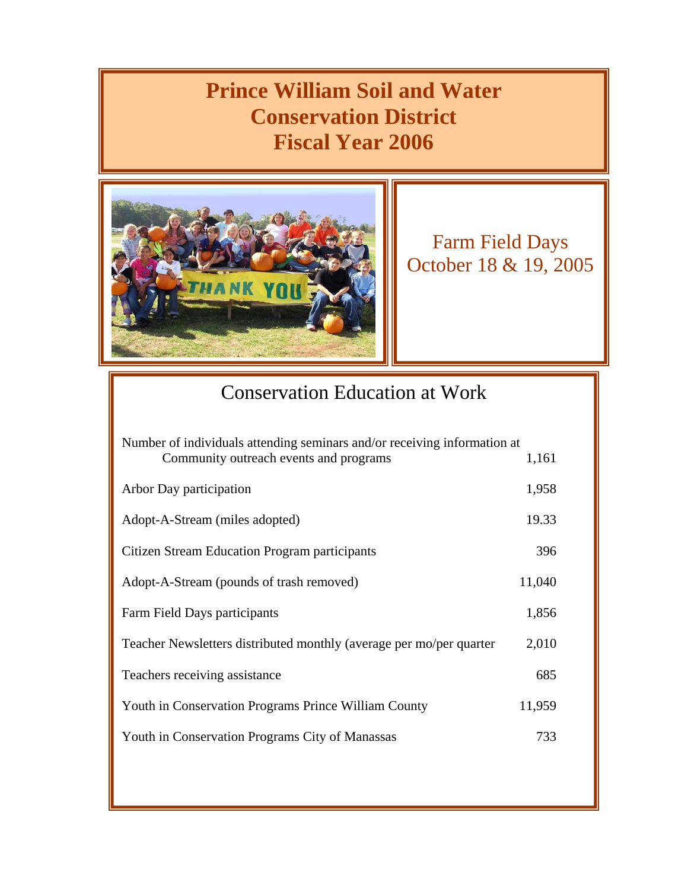# Prince William Soil and Water Conservation District Fiscal Year 2006

Farm Field Days
October 18 & 19, 2005

## Conservation Education at Work

| Item | Value |
|---|---|
| Number of individuals attending seminars and/or receiving information at Community outreach events and programs | 1,161 |
| Arbor Day participation | 1,958 |
| Adopt-A-Stream (miles adopted) | 19.33 |
| Citizen Stream Education Program participants | 396 |
| Adopt-A-Stream (pounds of trash removed) | 11,040 |
| Farm Field Days participants | 1,856 |
| Teacher Newsletters distributed monthly (average per mo/per quarter | 2,010 |
| Teachers receiving assistance | 685 |
| Youth in Conservation Programs Prince William County | 11,959 |
| Youth in Conservation Programs City of Manassas | 733 |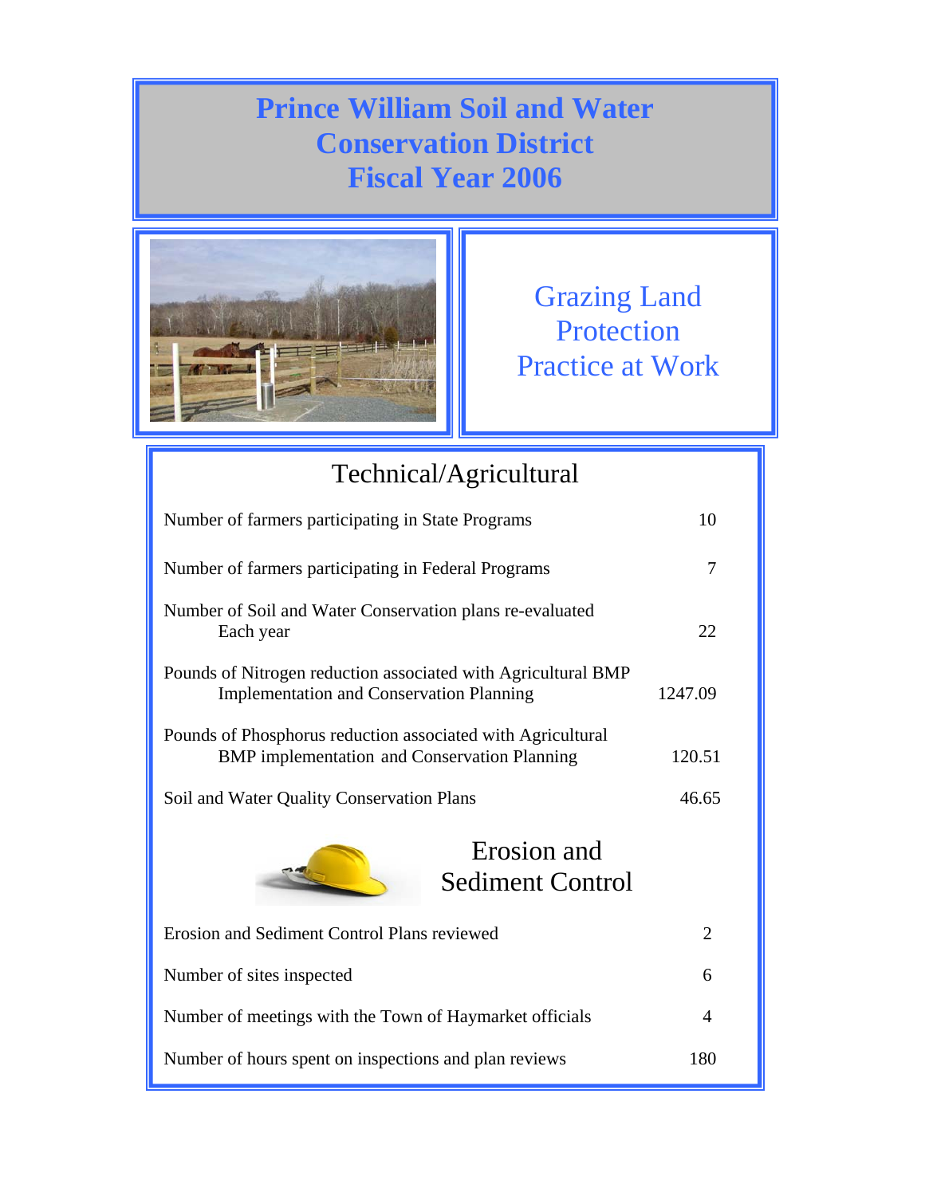# Prince William Soil and Water Conservation District Fiscal Year 2006

## Grazing Land Protection Practice at Work

## Technical/Agricultural

| Item | Value |
|---|---|
| Number of farmers participating in State Programs | 10 |
| Number of farmers participating in Federal Programs | 7 |
| Number of Soil and Water Conservation plans re-evaluated Each year | 22 |
| Pounds of Nitrogen reduction associated with Agricultural BMP Implementation and Conservation Planning | 1247.09 |
| Pounds of Phosphorus reduction associated with Agricultural BMP implementation and Conservation Planning | 120.51 |
| Soil and Water Quality Conservation Plans | 46.65 |

## Erosion and Sediment Control

| Item | Value |
|---|---|
| Erosion and Sediment Control Plans reviewed | 2 |
| Number of sites inspected | 6 |
| Number of meetings with the Town of Haymarket officials | 4 |
| Number of hours spent on inspections and plan reviews | 180 |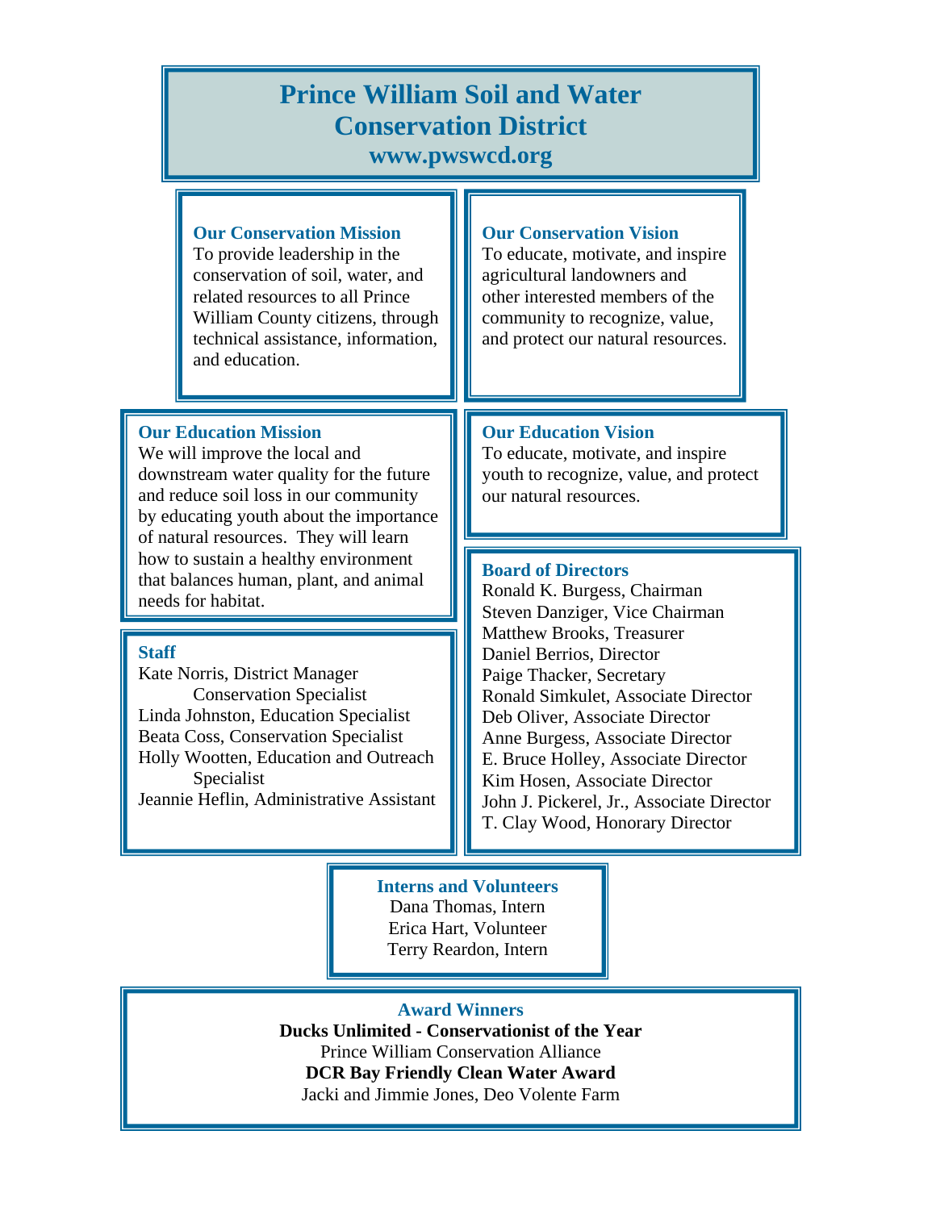# Prince William Soil and Water Conservation District

**www.pwswcd.org**

### Our Conservation Mission

To provide leadership in the conservation of soil, water, and related resources to all Prince William County citizens, through technical assistance, information, and education.

### Our Conservation Vision

To educate, motivate, and inspire agricultural landowners and other interested members of the community to recognize, value, and protect our natural resources.

### Our Education Mission

We will improve the local and downstream water quality for the future and reduce soil loss in our community by educating youth about the importance of natural resources. They will learn how to sustain a healthy environment that balances human, plant, and animal needs for habitat.

### Our Education Vision

To educate, motivate, and inspire youth to recognize, value, and protect our natural resources.

### Staff

Kate Norris, District Manager
Conservation Specialist
Linda Johnston, Education Specialist
Beata Coss, Conservation Specialist
Holly Wootten, Education and Outreach Specialist
Jeannie Heflin, Administrative Assistant

### Board of Directors

Ronald K. Burgess, Chairman
Steven Danziger, Vice Chairman
Matthew Brooks, Treasurer
Daniel Berrios, Director
Paige Thacker, Secretary
Ronald Simkulet, Associate Director
Deb Oliver, Associate Director
Anne Burgess, Associate Director
E. Bruce Holley, Associate Director
Kim Hosen, Associate Director
John J. Pickerel, Jr., Associate Director
T. Clay Wood, Honorary Director

### Interns and Volunteers

Dana Thomas, Intern
Erica Hart, Volunteer
Terry Reardon, Intern

### Award Winners

**Ducks Unlimited - Conservationist of the Year**
Prince William Conservation Alliance
**DCR Bay Friendly Clean Water Award**
Jacki and Jimmie Jones, Deo Volente Farm